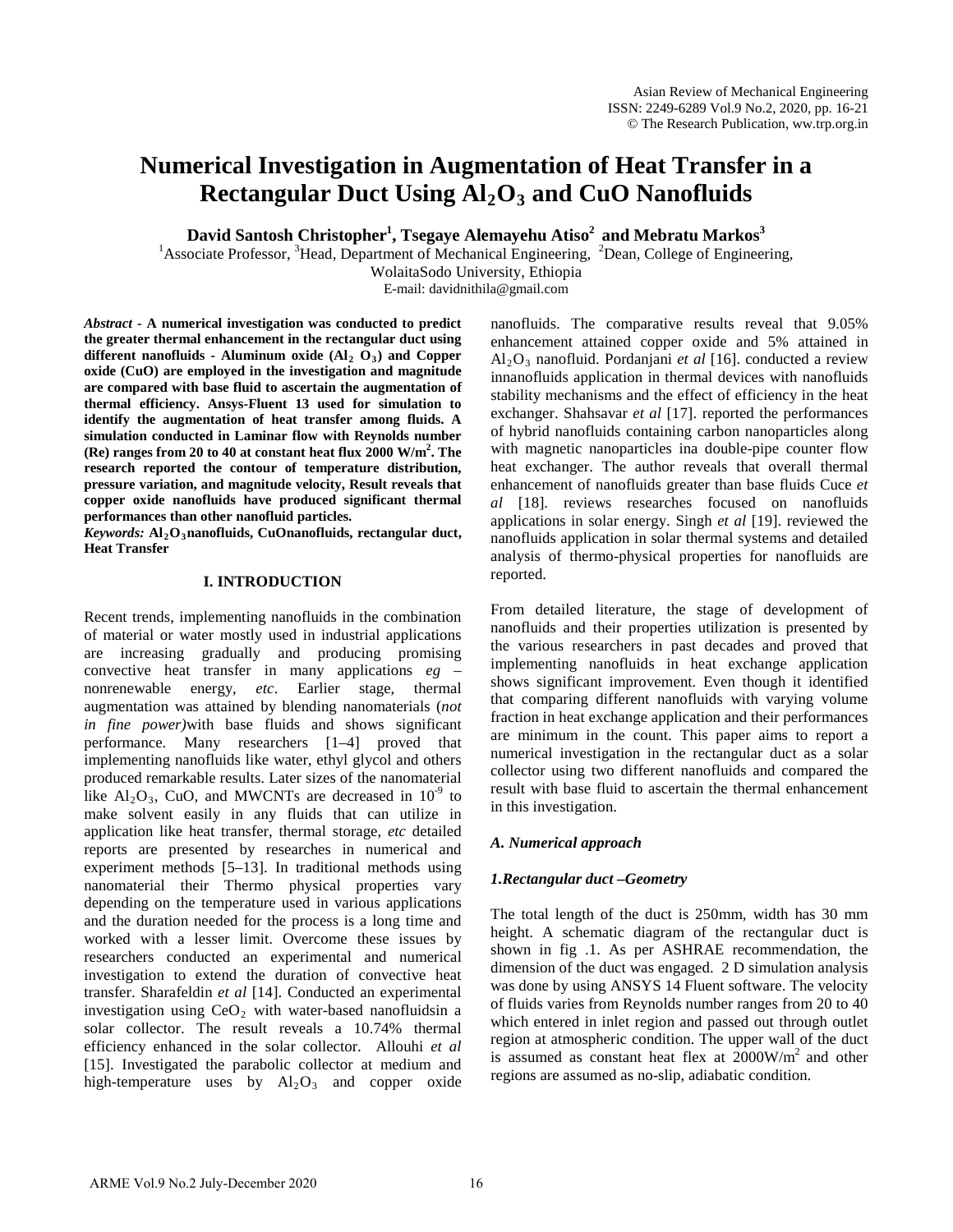# Numerical Investigation in Augmentation of Heat Transfer in a Rectangular Duct Using $Al_2O_3$ and CuO Nanofluids

**David Santosh Christopher[1], Tsegaye Alemayehu Atiso[2] and Mebratu Markos[3]**

[1]Associate Professor, [3]Head, Department of Mechanical Engineering, [2]Dean, College of Engineering, WolaitaSodo University, Ethiopia

E-mail: davidnithila@gmail.com

***Abstract*** **- A numerical investigation was conducted to predict the greater thermal enhancement in the rectangular duct using different nanofluids - Aluminum oxide ($Al_2O_3$) and Copper oxide (CuO) are employed in the investigation and magnitude are compared with base fluid to ascertain the augmentation of thermal efficiency. Ansys-Fluent 13 used for simulation to identify the augmentation of heat transfer among fluids. A simulation conducted in Laminar flow with Reynolds number (Re) ranges from 20 to 40 at constant heat flux 2000 W/m$^2$. The research reported the contour of temperature distribution, pressure variation, and magnitude velocity, Result reveals that copper oxide nanofluids have produced significant thermal performances than other nanofluid particles.**

***Keywords:*** **$Al_2O_3$nanofluids, CuOnanofluids, rectangular duct, Heat Transfer**

## I. INTRODUCTION

Recent trends, implementing nanofluids in the combination of material or water mostly used in industrial applications are increasing gradually and producing promising convective heat transfer in many applications *eg* – nonrenewable energy, *etc*. Earlier stage, thermal augmentation was attained by blending nanomaterials (*not in fine power)*with base fluids and shows significant performance. Many researchers [1–4] proved that implementing nanofluids like water, ethyl glycol and others produced remarkable results. Later sizes of the nanomaterial like $Al_2O_3$, CuO, and MWCNTs are decreased in $10^{-9}$ to make solvent easily in any fluids that can utilize in application like heat transfer, thermal storage, *etc* detailed reports are presented by researches in numerical and experiment methods [5–13]. In traditional methods using nanomaterial their Thermo physical properties vary depending on the temperature used in various applications and the duration needed for the process is a long time and worked with a lesser limit. Overcome these issues by researchers conducted an experimental and numerical investigation to extend the duration of convective heat transfer. Sharafeldin *et al* [14]. Conducted an experimental investigation using $CeO_2$ with water-based nanofluidsin a solar collector. The result reveals a 10.74% thermal efficiency enhanced in the solar collector. Allouhi *et al* [15]. Investigated the parabolic collector at medium and high-temperature uses by $Al_2O_3$ and copper oxide nanofluids. The comparative results reveal that 9.05% enhancement attained copper oxide and 5% attained in $Al_2O_3$ nanofluid. Pordanjani *et al* [16]. conducted a review innanofluids application in thermal devices with nanofluids stability mechanisms and the effect of efficiency in the heat exchanger. Shahsavar *et al* [17]. reported the performances of hybrid nanofluids containing carbon nanoparticles along with magnetic nanoparticles ina double-pipe counter flow heat exchanger. The author reveals that overall thermal enhancement of nanofluids greater than base fluids Cuce *et al* [18]. reviews researches focused on nanofluids applications in solar energy. Singh *et al* [19]. reviewed the nanofluids application in solar thermal systems and detailed analysis of thermo-physical properties for nanofluids are reported.

From detailed literature, the stage of development of nanofluids and their properties utilization is presented by the various researchers in past decades and proved that implementing nanofluids in heat exchange application shows significant improvement. Even though it identified that comparing different nanofluids with varying volume fraction in heat exchange application and their performances are minimum in the count. This paper aims to report a numerical investigation in the rectangular duct as a solar collector using two different nanofluids and compared the result with base fluid to ascertain the thermal enhancement in this investigation.

### *A. Numerical approach*

#### *1.Rectangular duct –Geometry*

The total length of the duct is 250mm, width has 30 mm height. A schematic diagram of the rectangular duct is shown in fig .1. As per ASHRAE recommendation, the dimension of the duct was engaged. 2 D simulation analysis was done by using ANSYS 14 Fluent software. The velocity of fluids varies from Reynolds number ranges from 20 to 40 which entered in inlet region and passed out through outlet region at atmospheric condition. The upper wall of the duct is assumed as constant heat flex at 2000W/m$^2$ and other regions are assumed as no-slip, adiabatic condition.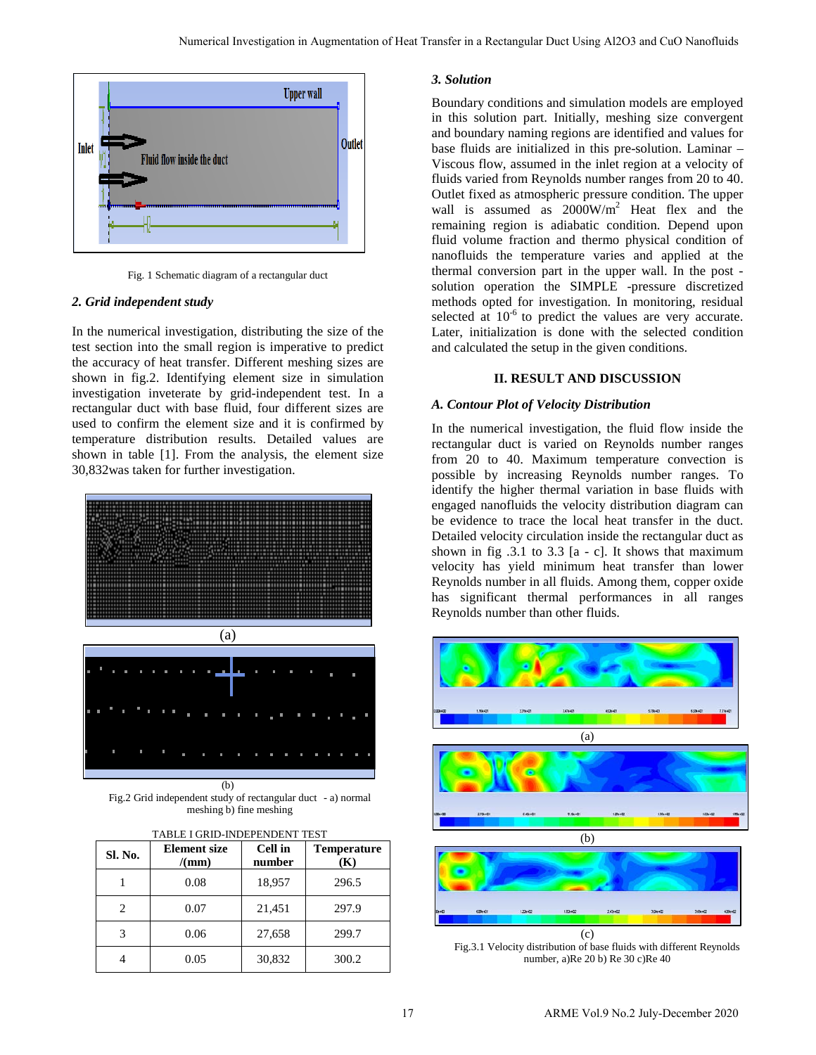Fig. 1 Schematic diagram of a rectangular duct

### 2. Grid independent study

In the numerical investigation, distributing the size of the test section into the small region is imperative to predict the accuracy of heat transfer. Different meshing sizes are shown in fig.2. Identifying element size in simulation investigation inveterate by grid-independent test. In a rectangular duct with base fluid, four different sizes are used to confirm the element size and it is confirmed by temperature distribution results. Detailed values are shown in table [1]. From the analysis, the element size 30,832was taken for further investigation.

(a)

(b)

Fig.2 Grid independent study of rectangular duct - a) normal meshing b) fine meshing

TABLE I GRID-INDEPENDENT TEST

| Sl. No. | Element size /(mm) | Cell in number | Temperature (K) |
|---|---|---|---|
| 1 | 0.08 | 18,957 | 296.5 |
| 2 | 0.07 | 21,451 | 297.9 |
| 3 | 0.06 | 27,658 | 299.7 |
| 4 | 0.05 | 30,832 | 300.2 |

### 3. Solution

Boundary conditions and simulation models are employed in this solution part. Initially, meshing size convergent and boundary naming regions are identified and values for base fluids are initialized in this pre-solution. Laminar – Viscous flow, assumed in the inlet region at a velocity of fluids varied from Reynolds number ranges from 20 to 40. Outlet fixed as atmospheric pressure condition. The upper wall is assumed as $2000 W/m^2$ Heat flex and the remaining region is adiabatic condition. Depend upon fluid volume fraction and thermo physical condition of nanofluids the temperature varies and applied at the thermal conversion part in the upper wall. In the post - solution operation the SIMPLE -pressure discretized methods opted for investigation. In monitoring, residual selected at $10^{-6}$ to predict the values are very accurate. Later, initialization is done with the selected condition and calculated the setup in the given conditions.

## II. RESULT AND DISCUSSION

### A. Contour Plot of Velocity Distribution

In the numerical investigation, the fluid flow inside the rectangular duct is varied on Reynolds number ranges from 20 to 40. Maximum temperature convection is possible by increasing Reynolds number ranges. To identify the higher thermal variation in base fluids with engaged nanofluids the velocity distribution diagram can be evidence to trace the local heat transfer in the duct. Detailed velocity circulation inside the rectangular duct as shown in fig .3.1 to 3.3 [a - c]. It shows that maximum velocity has yield minimum heat transfer than lower Reynolds number in all fluids. Among them, copper oxide has significant thermal performances in all ranges Reynolds number than other fluids.

(a)

(b)

(c)

Fig.3.1 Velocity distribution of base fluids with different Reynolds number, a)Re 20 b) Re 30 c)Re 40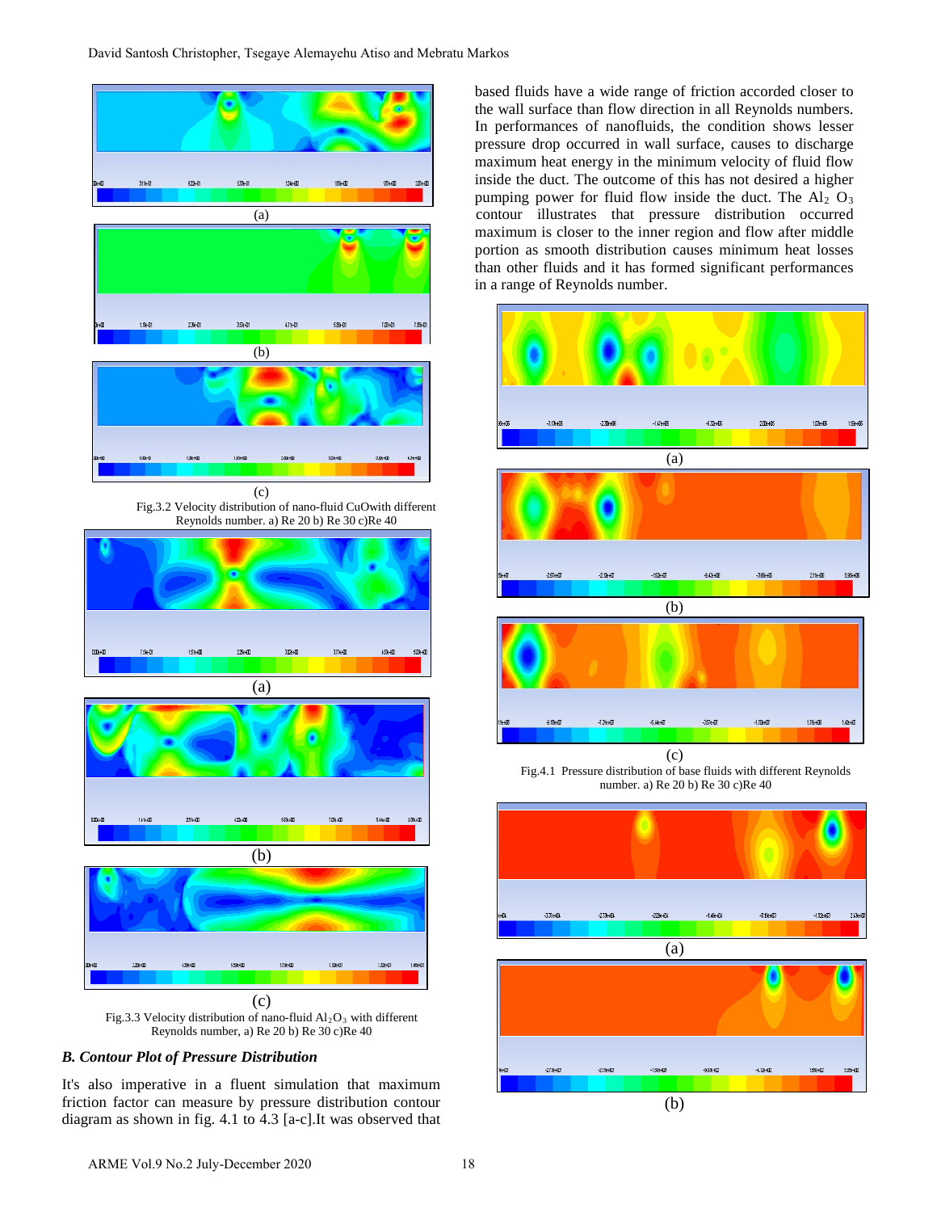(a)

(b)

(c)

Fig.3.2 Velocity distribution of nano-fluid CuOwith different Reynolds number. a) Re 20 b) Re 30 c)Re 40

(a)

(b)

(c)

Fig.3.3 Velocity distribution of nano-fluid $Al_2O_3$ with different Reynolds number, a) Re 20 b) Re 30 c)Re 40

### *B. Contour Plot of Pressure Distribution*

It's also imperative in a fluent simulation that maximum friction factor can measure by pressure distribution contour diagram as shown in fig. 4.1 to 4.3 [a-c].It was observed that based fluids have a wide range of friction accorded closer to the wall surface than flow direction in all Reynolds numbers. In performances of nanofluids, the condition shows lesser pressure drop occurred in wall surface, causes to discharge maximum heat energy in the minimum velocity of fluid flow inside the duct. The outcome of this has not desired a higher pumping power for fluid flow inside the duct. The $Al_2O_3$ contour illustrates that pressure distribution occurred maximum is closer to the inner region and flow after middle portion as smooth distribution causes minimum heat losses than other fluids and it has formed significant performances in a range of Reynolds number.

(a)

(b)

(c)

Fig.4.1 Pressure distribution of base fluids with different Reynolds number. a) Re 20 b) Re 30 c)Re 40

(a)

(b)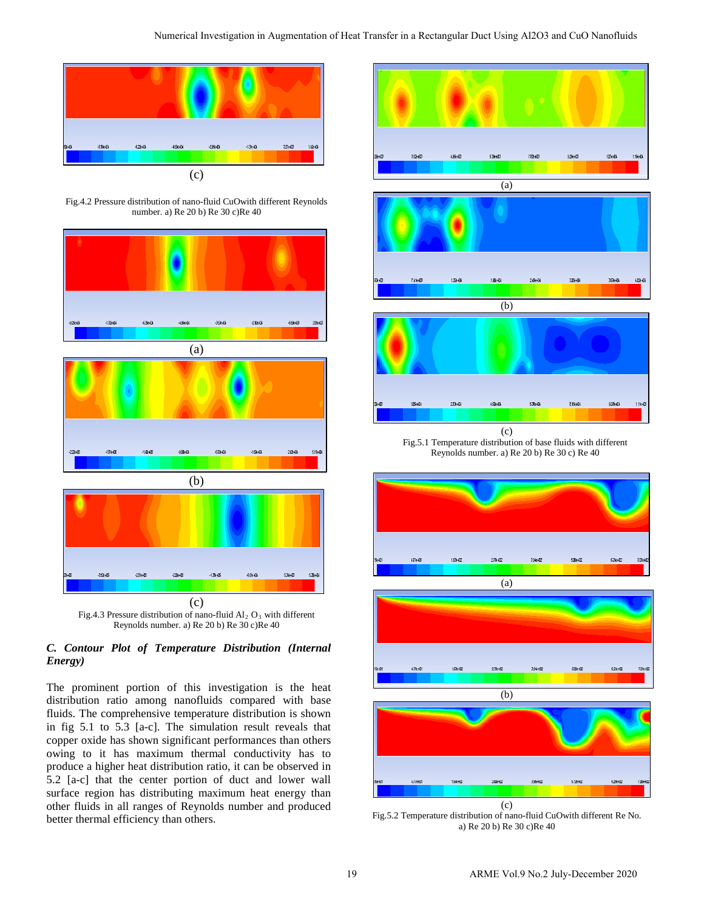(c)

Fig.4.2 Pressure distribution of nano-fluid CuOwith different Reynolds number. a) Re 20 b) Re 30 c)Re 40

(a)

(b)

(c)

Fig.4.3 Pressure distribution of nano-fluid $Al_2O_3$ with different Reynolds number. a) Re 20 b) Re 30 c)Re 40

### *C. Contour Plot of Temperature Distribution (Internal Energy)*

The prominent portion of this investigation is the heat distribution ratio among nanofluids compared with base fluids. The comprehensive temperature distribution is shown in fig 5.1 to 5.3 [a-c]. The simulation result reveals that copper oxide has shown significant performances than others owing to it has maximum thermal conductivity has to produce a higher heat distribution ratio, it can be observed in 5.2 [a-c] that the center portion of duct and lower wall surface region has distributing maximum heat energy than other fluids in all ranges of Reynolds number and produced better thermal efficiency than others.

(a)

(b)

(c)

Fig.5.1 Temperature distribution of base fluids with different Reynolds number. a) Re 20 b) Re 30 c) Re 40

(a)

(b)

(c)

Fig.5.2 Temperature distribution of nano-fluid CuOwith different Re No. a) Re 20 b) Re 30 c)Re 40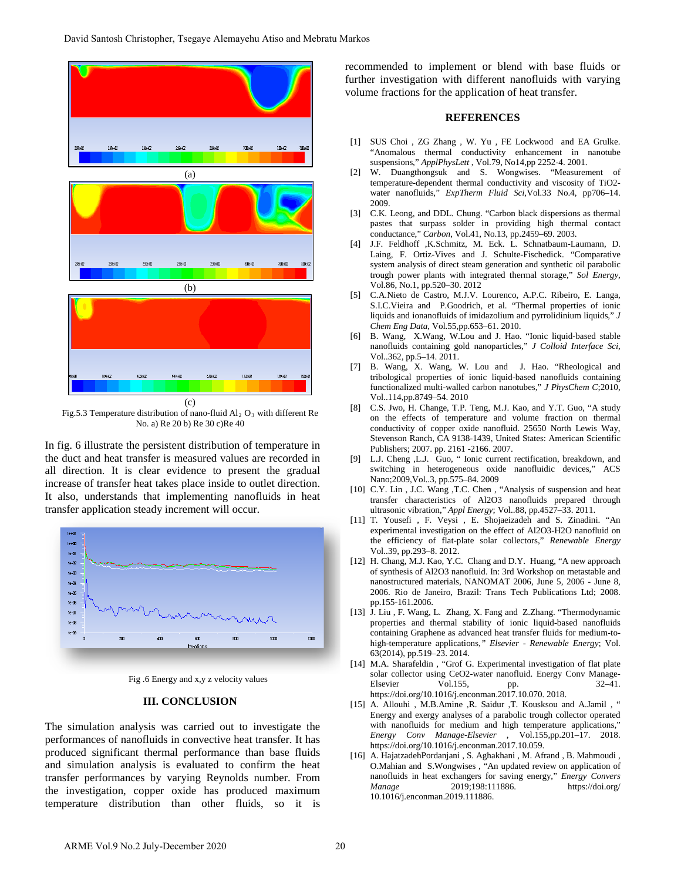(a)

(b)

(c)

Fig.5.3 Temperature distribution of nano-fluid $Al_2O_3$ with different Re No. a) Re 20 b) Re 30 c)Re 40

In fig. 6 illustrate the persistent distribution of temperature in the duct and heat transfer is measured values are recorded in all direction. It is clear evidence to present the gradual increase of transfer heat takes place inside to outlet direction. It also, understands that implementing nanofluids in heat transfer application steady increment will occur.

Fig .6 Energy and x,y z velocity values

## III. CONCLUSION

The simulation analysis was carried out to investigate the performances of nanofluids in convective heat transfer. It has produced significant thermal performance than base fluids and simulation analysis is evaluated to confirm the heat transfer performances by varying Reynolds number. From the investigation, copper oxide has produced maximum temperature distribution than other fluids, so it is recommended to implement or blend with base fluids or further investigation with different nanofluids with varying volume fractions for the application of heat transfer.

## REFERENCES

[1] SUS Choi , ZG Zhang , W. Yu , FE Lockwood and EA Grulke. "Anomalous thermal conductivity enhancement in nanotube suspensions," *ApplPhysLett* , Vol.79, No14,pp 2252-4. 2001.

[2] W. Duangthongsuk and S. Wongwises. "Measurement of temperature-dependent thermal conductivity and viscosity of TiO2-water nanofluids," *ExpTherm Fluid Sci*,Vol.33 No.4, pp706–14. 2009.

[3] C.K. Leong, and DDL. Chung. "Carbon black dispersions as thermal pastes that surpass solder in providing high thermal contact conductance," *Carbon*, Vol.41, No.13, pp.2459–69. 2003.

[4] J.F. Feldhoff ,K.Schmitz, M. Eck. L. Schnatbaum-Laumann, D. Laing, F. Ortiz-Vives and J. Schulte-Fischedick. "Comparative system analysis of direct steam generation and synthetic oil parabolic trough power plants with integrated thermal storage," *Sol Energy*, Vol.86, No.1, pp.520–30. 2012

[5] C.A.Nieto de Castro, M.J.V. Lourenco, A.P.C. Ribeiro, E. Langa, S.I.C.Vieira and P.Goodrich, et al. "Thermal properties of ionic liquids and ionanofluids of imidazolium and pyrrolidinium liquids," *J Chem Eng Data*, Vol.55,pp.653–61. 2010.

[6] B. Wang, X.Wang, W.Lou and J. Hao. "Ionic liquid-based stable nanofluids containing gold nanoparticles," *J Colloid Interface Sci*, Vol..362, pp.5–14. 2011.

[7] B. Wang, X. Wang, W. Lou and J. Hao. "Rheological and tribological properties of ionic liquid-based nanofluids containing functionalized multi-walled carbon nanotubes," *J PhysChem C*;2010, Vol..114,pp.8749–54. 2010

[8] C.S. Jwo, H. Change, T.P. Teng, M.J. Kao, and Y.T. Guo, "A study on the effects of temperature and volume fraction on thermal conductivity of copper oxide nanofluid. 25650 North Lewis Way, Stevenson Ranch, CA 9138-1439, United States: American Scientific Publishers; 2007. pp. 2161 -2166. 2007.

[9] L.J. Cheng ,L.J. Guo, " Ionic current rectification, breakdown, and switching in heterogeneous oxide nanofluidic devices," ACS Nano;2009,Vol..3, pp.575–84. 2009

[10] C.Y. Lin , J.C. Wang ,T.C. Chen , "Analysis of suspension and heat transfer characteristics of Al2O3 nanofluids prepared through ultrasonic vibration," *Appl Energy*; Vol..88, pp.4527–33. 2011.

[11] T. Yousefi , F. Veysi , E. Shojaeizadeh and S. Zinadini. "An experimental investigation on the effect of Al2O3-H2O nanofluid on the efficiency of flat-plate solar collectors," *Renewable Energy* Vol..39, pp.293–8. 2012.

[12] H. Chang, M.J. Kao, Y.C. Chang and D.Y. Huang, "A new approach of synthesis of Al2O3 nanofluid. In: 3rd Workshop on metastable and nanostructured materials, NANOMAT 2006, June 5, 2006 - June 8, 2006. Rio de Janeiro, Brazil: Trans Tech Publications Ltd; 2008. pp.155-161.2006.

[13] J. Liu , F. Wang, L. Zhang, X. Fang and Z.Zhang. "Thermodynamic properties and thermal stability of ionic liquid-based nanofluids containing Graphene as advanced heat transfer fluids for medium-to-high-temperature applications," *Elsevier - Renewable Energy*; Vol. 63(2014), pp.519–23. 2014.

[14] M.A. Sharafeldin , "Grof G. Experimental investigation of flat plate solar collector using CeO2-water nanofluid. Energy Conv Manage-Elsevier Vol.155, pp. 32–41. https://doi.org/10.1016/j.enconman.2017.10.070. 2018.

[15] A. Allouhi , M.B.Amine ,R. Saidur ,T. Kousksou and A.Jamil , " Energy and exergy analyses of a parabolic trough collector operated with nanofluids for medium and high temperature applications," *Energy Conv Manage-Elsevier* , Vol.155,pp.201–17. 2018. https://doi.org/10.1016/j.enconman.2017.10.059.

[16] A. HajatzadehPordanjani , S. Aghakhani , M. Afrand , B. Mahmoudi , O.Mahian and S.Wongwises , "An updated review on application of nanofluids in heat exchangers for saving energy," *Energy Convers Manage* 2019;198:111886. https://doi.org/ 10.1016/j.enconman.2019.111886.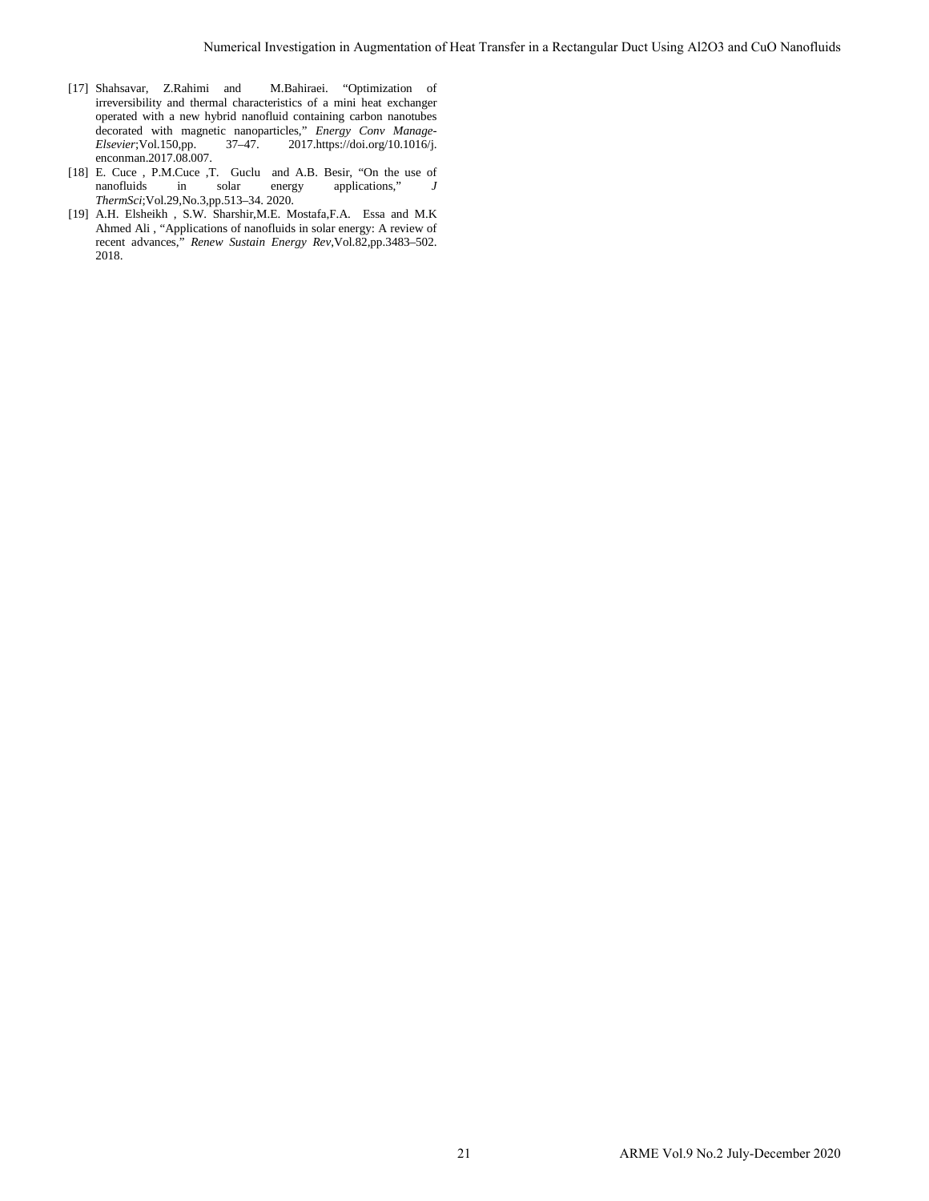[17] Shahsavar, Z.Rahimi and M.Bahiraei. "Optimization of irreversibility and thermal characteristics of a mini heat exchanger operated with a new hybrid nanofluid containing carbon nanotubes decorated with magnetic nanoparticles," *Energy Conv Manage-Elsevier*;Vol.150,pp. 37–47. 2017.https://doi.org/10.1016/j.enconman.2017.08.007.

[18] E. Cuce , P.M.Cuce ,T. Guclu and A.B. Besir, "On the use of nanofluids in solar energy applications," *J ThermSci*;Vol.29,No.3,pp.513–34. 2020.

[19] A.H. Elsheikh , S.W. Sharshir,M.E. Mostafa,F.A. Essa and M.K Ahmed Ali , "Applications of nanofluids in solar energy: A review of recent advances," *Renew Sustain Energy Rev*,Vol.82,pp.3483–502. 2018.